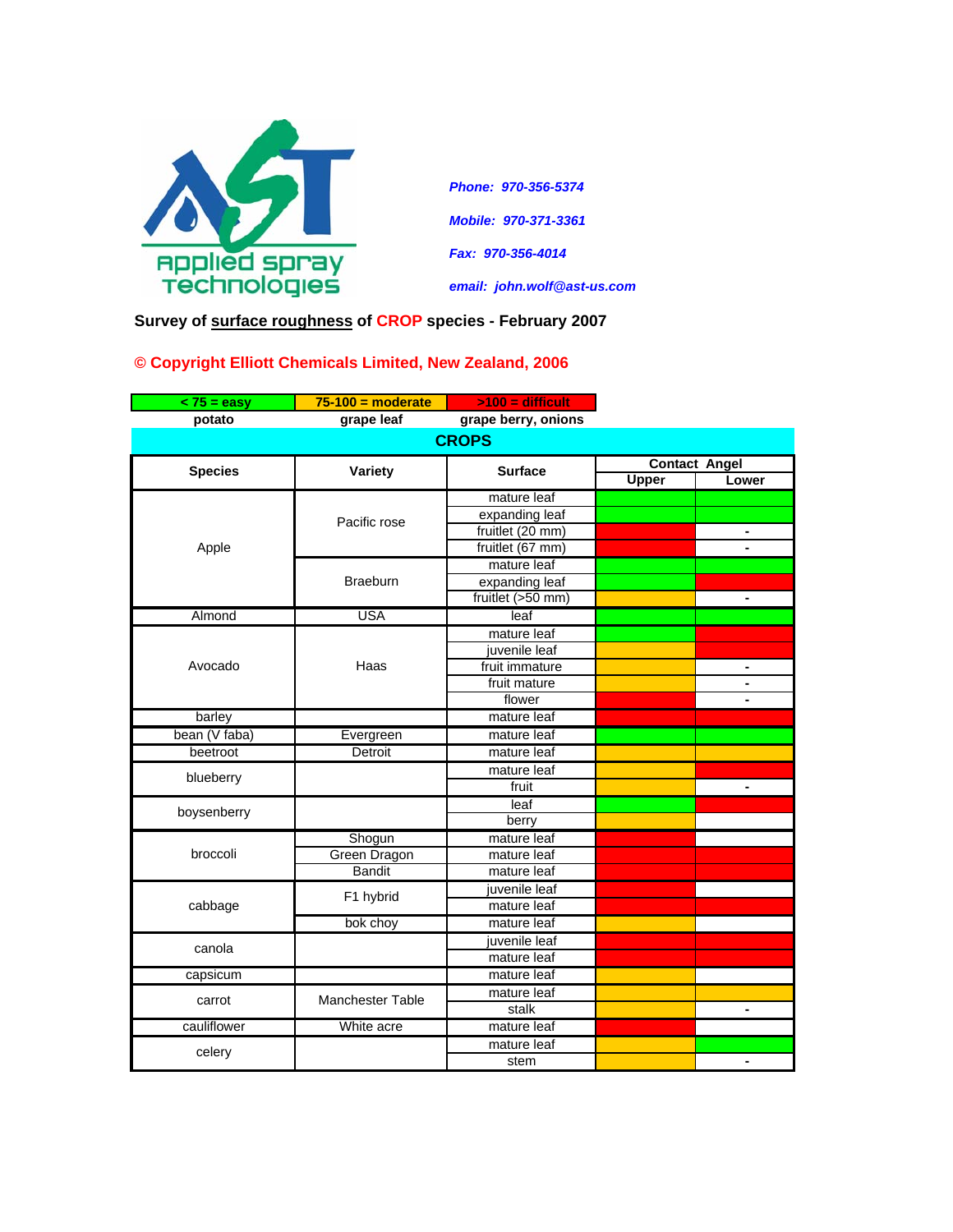Applied Spray Technologies

***Phone: 970-356-5374***

***Mobile: 970-371-3361***

***Fax: 970-356-4014***

***email: john.wolf@ast-us.com***

**Survey of surface roughness of CROP species - February 2007**

**© Copyright Elliott Chemicals Limited, New Zealand, 2006**

| < 75 = easy (green) | 75-100 = moderate (yellow) | >100 = difficult (red) |
|---|---|---|
| potato | grape leaf | grape berry, onions |

Cell values in the table below give the background colour of each Contact Angle cell on the page (Green / Yellow / Red), which map to the categories in the legend above. "-" is printed on the page; blank means an uncoloured cell.

**CROPS**

| Species | Variety | Surface | Contact Angel Upper | Contact Angel Lower |
|---|---|---|---|---|
| Apple | Pacific rose | mature leaf | Green | Green |
| | | expanding leaf | Green | Green |
| | | fruitlet (20 mm) | Red | - |
| | | fruitlet (67 mm) | Red | - |
| | Braeburn | mature leaf | Green | Green |
| | | expanding leaf | Green | Red |
| | | fruitlet (>50 mm) | Yellow | - |
| Almond | USA | leaf | Green | Green |
| Avocado | Haas | mature leaf | Green | Red |
| | | juvenile leaf | Yellow | Red |
| | | fruit immature | Yellow | - |
| | | fruit mature | Yellow | - |
| | | flower | Red | - |
| barley | | mature leaf | Red | Red |
| bean (V faba) | Evergreen | mature leaf | Green | Green |
| beetroot | Detroit | mature leaf | Yellow | Yellow |
| blueberry | | mature leaf | Yellow | Red |
| | | fruit | Yellow | - |
| boysenberry | | leaf | Green | Red |
| | | berry | Yellow | |
| broccoli | Shogun | mature leaf | Red | |
| | Green Dragon | mature leaf | Red | Red |
| | Bandit | mature leaf | Red | Red |
| cabbage | F1 hybrid | juvenile leaf | Red | |
| | | mature leaf | Red | Red |
| | bok choy | mature leaf | Yellow | |
| canola | | juvenile leaf | Red | Red |
| | | mature leaf | Red | Red |
| capsicum | | mature leaf | Yellow | |
| carrot | Manchester Table | mature leaf | Yellow | Yellow |
| | | stalk | Yellow | - |
| cauliflower | White acre | mature leaf | Red | |
| celery | | mature leaf | Yellow | Green |
| | | stem | Yellow | - |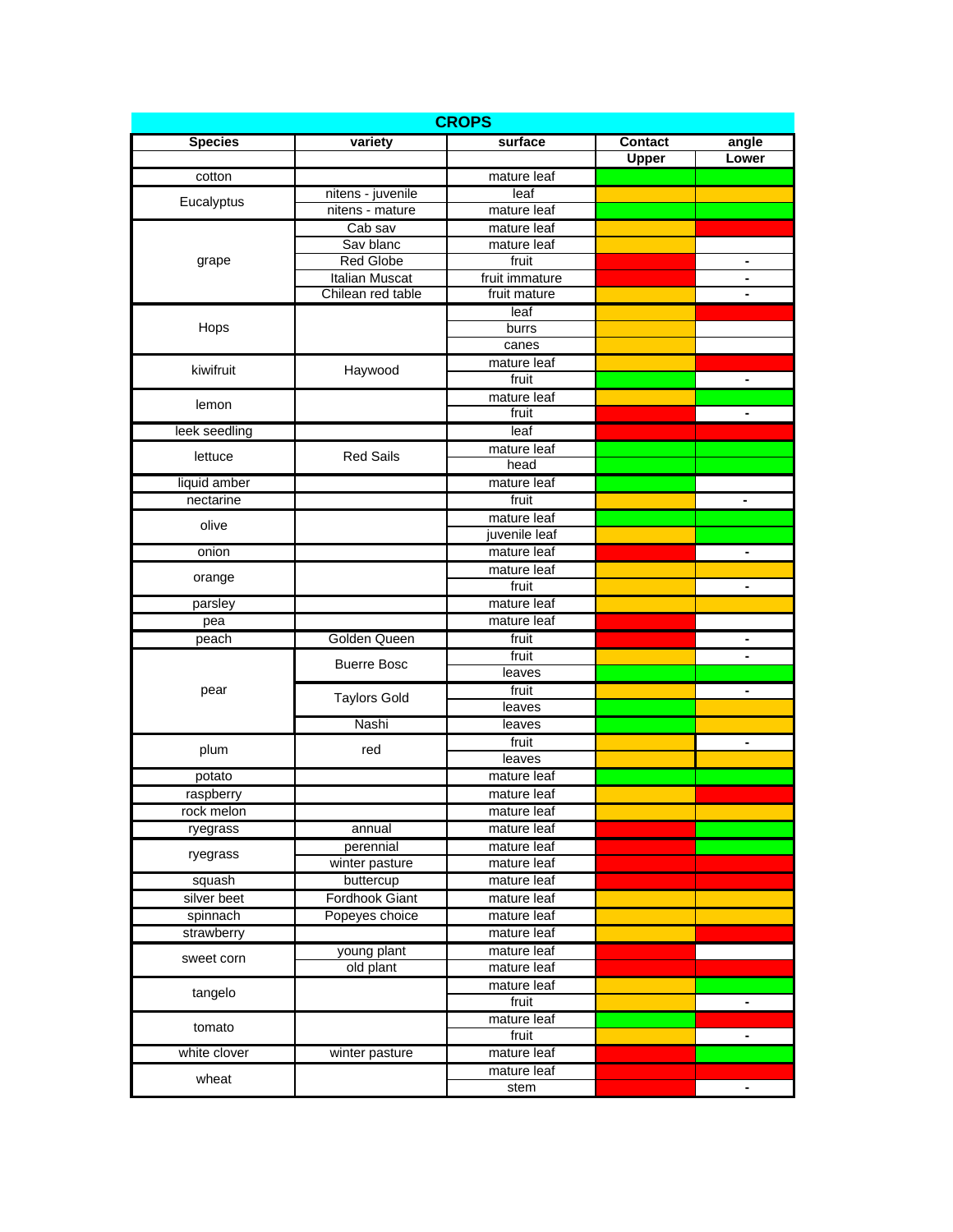**CROPS**

| Species | variety | surface | Contact | angle |
|---|---|---|---|---|
| | | | Upper | Lower |
| cotton | | mature leaf | | |
| Eucalyptus | nitens - juvenile | leaf | | |
| | nitens - mature | mature leaf | | |
| grape | Cab sav | mature leaf | | |
| | Sav blanc | mature leaf | | |
| | Red Globe | fruit | | - |
| | Italian Muscat | fruit immature | | - |
| | Chilean red table | fruit mature | | - |
| Hops | | leaf | | |
| | | burrs | | |
| | | canes | | |
| kiwifruit | Haywood | mature leaf | | |
| | | fruit | | - |
| lemon | | mature leaf | | |
| | | fruit | | - |
| leek seedling | | leaf | | |
| lettuce | Red Sails | mature leaf | | |
| | | head | | |
| liquid amber | | mature leaf | | |
| nectarine | | fruit | | - |
| olive | | mature leaf | | |
| | | juvenile leaf | | |
| onion | | mature leaf | | - |
| orange | | mature leaf | | |
| | | fruit | | - |
| parsley | | mature leaf | | |
| pea | | mature leaf | | |
| peach | Golden Queen | fruit | | - |
| pear | Buerre Bosc | fruit | | - |
| | | leaves | | |
| | Taylors Gold | fruit | | - |
| | | leaves | | |
| | Nashi | leaves | | |
| plum | red | fruit | | - |
| | | leaves | | |
| potato | | mature leaf | | |
| raspberry | | mature leaf | | |
| rock melon | | mature leaf | | |
| ryegrass | annual | mature leaf | | |
| ryegrass | perennial | mature leaf | | |
| | winter pasture | mature leaf | | |
| squash | buttercup | mature leaf | | |
| silver beet | Fordhook Giant | mature leaf | | |
| spinnach | Popeyes choice | mature leaf | | |
| strawberry | | mature leaf | | |
| sweet corn | young plant | mature leaf | | |
| | old plant | mature leaf | | |
| tangelo | | mature leaf | | |
| | | fruit | | - |
| tomato | | mature leaf | | |
| | | fruit | | - |
| white clover | winter pasture | mature leaf | | |
| wheat | | mature leaf | | |
| | | stem | | - |